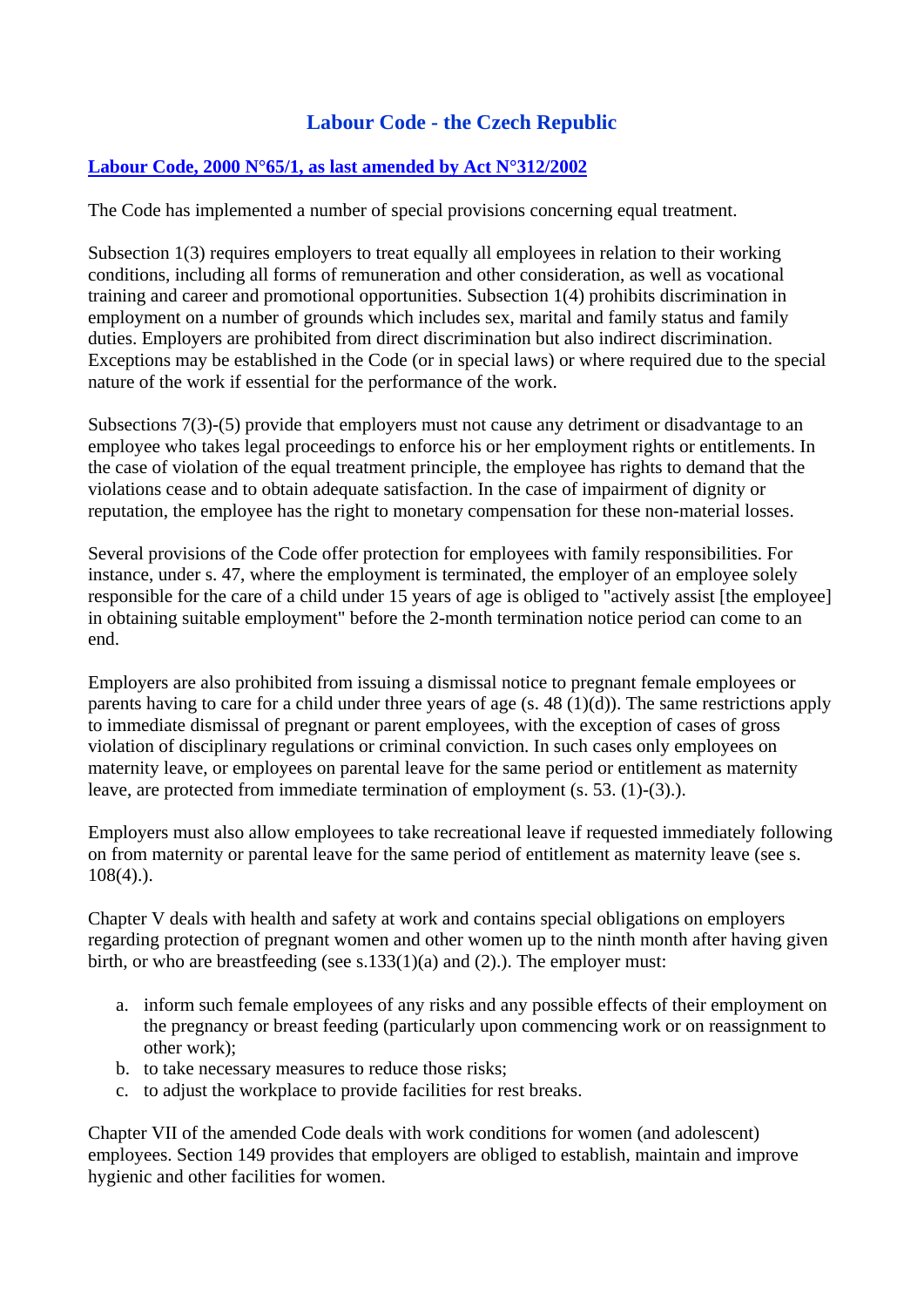# Labour Code - the Czech Republic

## Labour Code, 2000 N°65/1, as last amended by Act N°312/2002

The Code has implemented a number of special provisions concerning equal treatment.

Subsection 1(3) requires employers to treat equally all employees in relation to their working conditions, including all forms of remuneration and other consideration, as well as vocational training and career and promotional opportunities. Subsection 1(4) prohibits discrimination in employment on a number of grounds which includes sex, marital and family status and family duties. Employers are prohibited from direct discrimination but also indirect discrimination. Exceptions may be established in the Code (or in special laws) or where required due to the special nature of the work if essential for the performance of the work.

Subsections 7(3)-(5) provide that employers must not cause any detriment or disadvantage to an employee who takes legal proceedings to enforce his or her employment rights or entitlements. In the case of violation of the equal treatment principle, the employee has rights to demand that the violations cease and to obtain adequate satisfaction. In the case of impairment of dignity or reputation, the employee has the right to monetary compensation for these non-material losses.

Several provisions of the Code offer protection for employees with family responsibilities. For instance, under s. 47, where the employment is terminated, the employer of an employee solely responsible for the care of a child under 15 years of age is obliged to "actively assist [the employee] in obtaining suitable employment" before the 2-month termination notice period can come to an end.

Employers are also prohibited from issuing a dismissal notice to pregnant female employees or parents having to care for a child under three years of age (s. 48 (1)(d)). The same restrictions apply to immediate dismissal of pregnant or parent employees, with the exception of cases of gross violation of disciplinary regulations or criminal conviction. In such cases only employees on maternity leave, or employees on parental leave for the same period or entitlement as maternity leave, are protected from immediate termination of employment (s. 53. (1)-(3).).

Employers must also allow employees to take recreational leave if requested immediately following on from maternity or parental leave for the same period of entitlement as maternity leave (see s. 108(4).).

Chapter V deals with health and safety at work and contains special obligations on employers regarding protection of pregnant women and other women up to the ninth month after having given birth, or who are breastfeeding (see s.133(1)(a) and (2).). The employer must:

a. inform such female employees of any risks and any possible effects of their employment on the pregnancy or breast feeding (particularly upon commencing work or on reassignment to other work);
b. to take necessary measures to reduce those risks;
c. to adjust the workplace to provide facilities for rest breaks.

Chapter VII of the amended Code deals with work conditions for women (and adolescent) employees. Section 149 provides that employers are obliged to establish, maintain and improve hygienic and other facilities for women.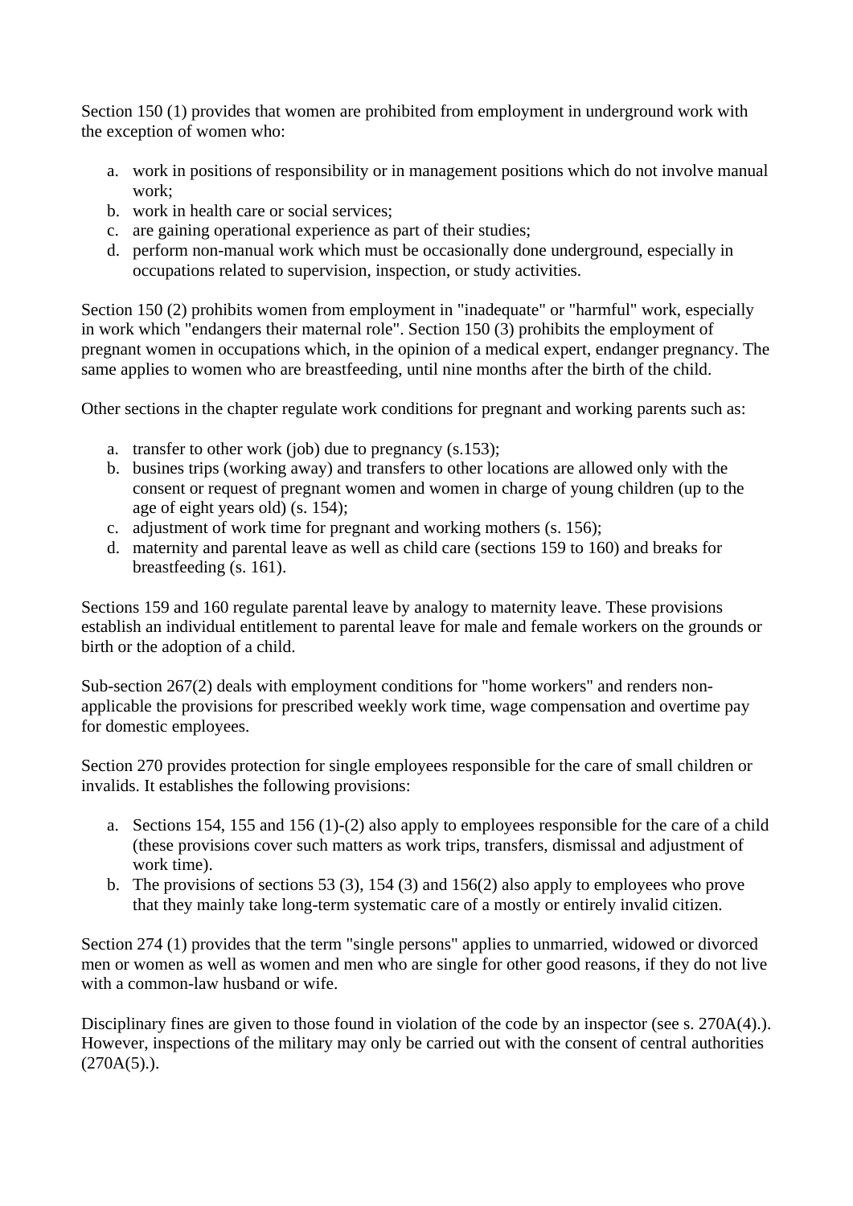Section 150 (1) provides that women are prohibited from employment in underground work with the exception of women who:

a. work in positions of responsibility or in management positions which do not involve manual work;
b. work in health care or social services;
c. are gaining operational experience as part of their studies;
d. perform non-manual work which must be occasionally done underground, especially in occupations related to supervision, inspection, or study activities.

Section 150 (2) prohibits women from employment in "inadequate" or "harmful" work, especially in work which "endangers their maternal role". Section 150 (3) prohibits the employment of pregnant women in occupations which, in the opinion of a medical expert, endanger pregnancy. The same applies to women who are breastfeeding, until nine months after the birth of the child.

Other sections in the chapter regulate work conditions for pregnant and working parents such as:

a. transfer to other work (job) due to pregnancy (s.153);
b. busines trips (working away) and transfers to other locations are allowed only with the consent or request of pregnant women and women in charge of young children (up to the age of eight years old) (s. 154);
c. adjustment of work time for pregnant and working mothers (s. 156);
d. maternity and parental leave as well as child care (sections 159 to 160) and breaks for breastfeeding (s. 161).

Sections 159 and 160 regulate parental leave by analogy to maternity leave. These provisions establish an individual entitlement to parental leave for male and female workers on the grounds or birth or the adoption of a child.

Sub-section 267(2) deals with employment conditions for "home workers" and renders non-applicable the provisions for prescribed weekly work time, wage compensation and overtime pay for domestic employees.

Section 270 provides protection for single employees responsible for the care of small children or invalids. It establishes the following provisions:

a. Sections 154, 155 and 156 (1)-(2) also apply to employees responsible for the care of a child (these provisions cover such matters as work trips, transfers, dismissal and adjustment of work time).
b. The provisions of sections 53 (3), 154 (3) and 156(2) also apply to employees who prove that they mainly take long-term systematic care of a mostly or entirely invalid citizen.

Section 274 (1) provides that the term "single persons" applies to unmarried, widowed or divorced men or women as well as women and men who are single for other good reasons, if they do not live with a common-law husband or wife.

Disciplinary fines are given to those found in violation of the code by an inspector (see s. 270A(4).). However, inspections of the military may only be carried out with the consent of central authorities (270A(5).).